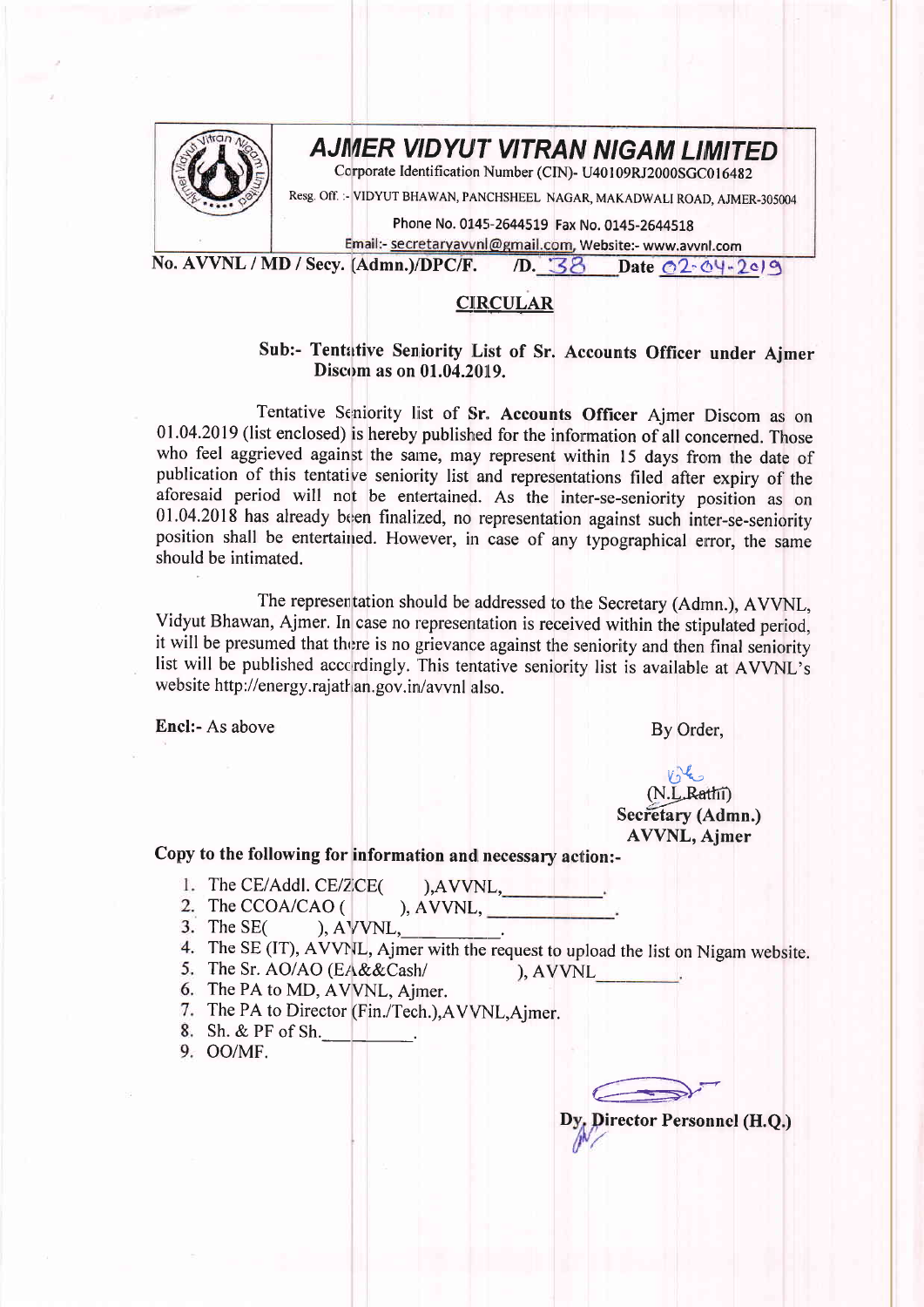# AJMER VIDYUT VITRAN NIGAM LIMITED

Corporate Identification Number (CIN)- U40109RJ2000SGC016482

Resg. Off. :- VIDYUT BHAWAN, PANCHSHEEL NAGAR, MAKADWALI ROAD, AJMER-305004

Phone No. 0145-2644519 Fax No. 0145-2644518

Email:- secretaryavvnl@gmail.com, Website:- www.avvnl.com

**No. AVVNL / MD / Secy. (Admn.)/DPC/F. /D. 38 Date 02-04-2019**

## CIRCULAR

**Sub:- Tentative Seniority List of Sr. Accounts Officer under Ajmer Discom as on 01.04.2019.**

Tentative Seniority list of **Sr. Accounts Officer** Ajmer Discom as on 01.04.2019 (list enclosed) is hereby published for the information of all concerned. Those who feel aggrieved against the same, may represent within 15 days from the date of publication of this tentative seniority list and representations filed after expiry of the aforesaid period will not be entertained. As the inter-se-seniority position as on 01.04.2018 has already been finalized, no representation against such inter-se-seniority position shall be entertained. However, in case of any typographical error, the same should be intimated.

The representation should be addressed to the Secretary (Admn.), AVVNL, Vidyut Bhawan, Ajmer. In case no representation is received within the stipulated period, it will be presumed that there is no grievance against the seniority and then final seniority list will be published accordingly. This tentative seniority list is available at AVVNL's website http://energy.rajathan.gov.in/avvnl also.

**Encl:-** As above

By Order,

(N.L.Rathi)
**Secretary (Admn.)**
**AVVNL, Ajmer**

**Copy to the following for information and necessary action:-**

1. The CE/Addl. CE/ZCE( ),AVVNL,\_\_\_\_\_\_\_\_\_\_.
2. The CCOA/CAO ( ), AVVNL, \_\_\_\_\_\_\_\_\_\_\_\_\_.
3. The SE( ), AVVNL,\_\_\_\_\_\_\_\_\_\_.
4. The SE (IT), AVVNL, Ajmer with the request to upload the list on Nigam website.
5. The Sr. AO/AO (EA&&Cash/ ), AVVNL\_\_\_\_\_\_\_\_\_.
6. The PA to MD, AVVNL, Ajmer.
7. The PA to Director (Fin./Tech.),AVVNL,Ajmer.
8. Sh. & PF of Sh.\_\_\_\_\_\_\_\_\_.
9. OO/MF.

**Dy. Director Personnel (H.Q.)**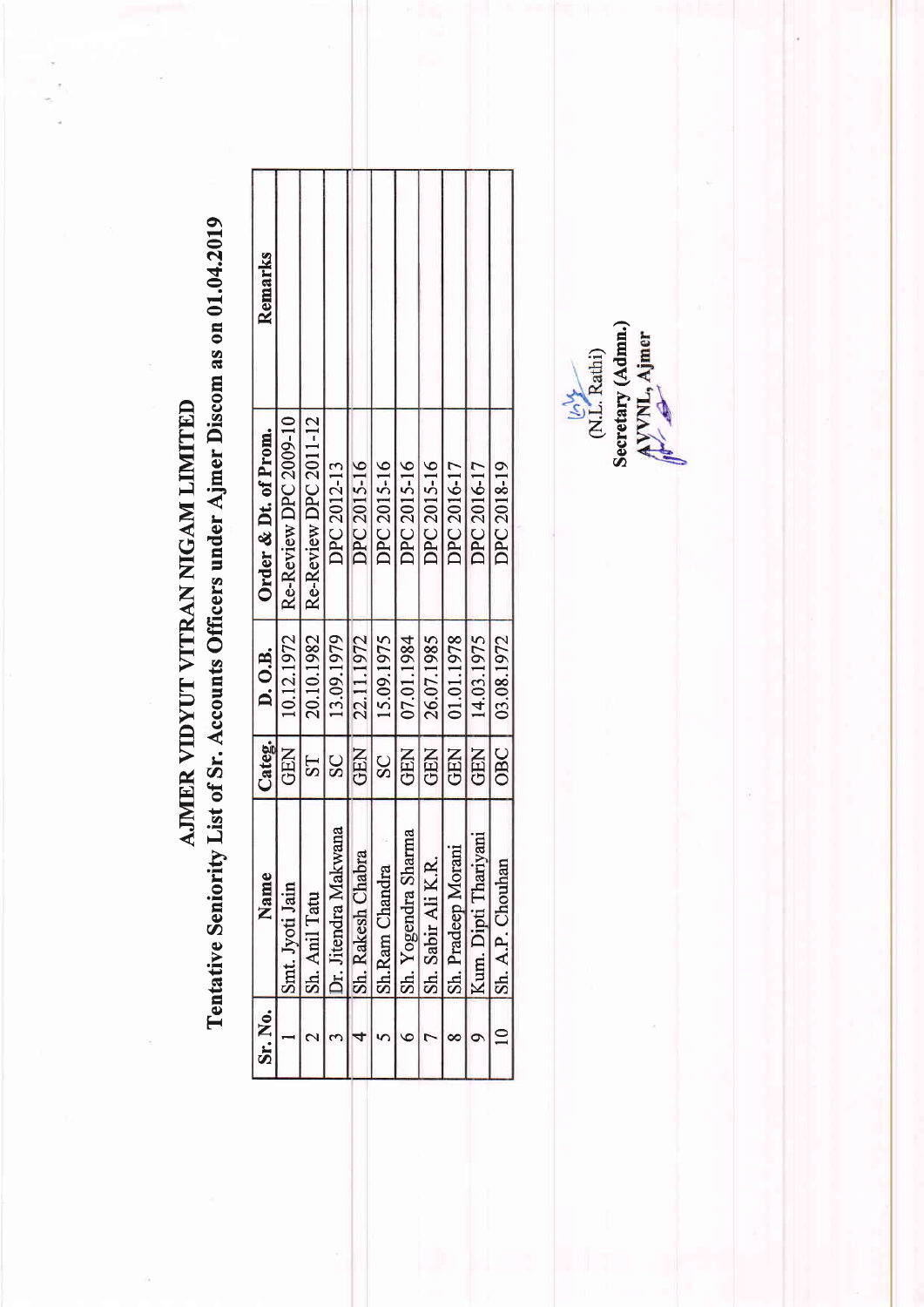# AJMER VIDYUT VITRAN NIGAM LIMITED

## Tentative Seniority List of Sr. Accounts Officers under Ajmer Discom as on 01.04.2019

| Sr. No. | Name | Categ. | D. O.B. | Order & Dt. of Prom. | Remarks |
|---|---|---|---|---|---|
| 1 | Smt. Jyoti Jain | GEN | 10.12.1972 | Re-Review DPC 2009-10 | |
| 2 | Sh. Anil Tatu | ST | 20.10.1982 | Re-Review DPC 2011-12 | |
| 3 | Dr. Jitendra Makwana | SC | 13.09.1979 | DPC 2012-13 | |
| 4 | Sh. Rakesh Chabra | GEN | 22.11.1972 | DPC 2015-16 | |
| 5 | Sh.Ram Chandra | SC | 15.09.1975 | DPC 2015-16 | |
| 6 | Sh. Yogendra Sharma | GEN | 07.01.1984 | DPC 2015-16 | |
| 7 | Sh. Sabir Ali K.R. | GEN | 26.07.1985 | DPC 2015-16 | |
| 8 | Sh. Pradeep Morani | GEN | 01.01.1978 | DPC 2016-17 | |
| 9 | Kum. Dipti Thariyani | GEN | 14.03.1975 | DPC 2016-17 | |
| 10 | Sh. A.P. Chouhan | OBC | 03.08.1972 | DPC 2018-19 | |

(N.L. Rathi)
Secretary (Admn.)
AVVNL, Ajmer